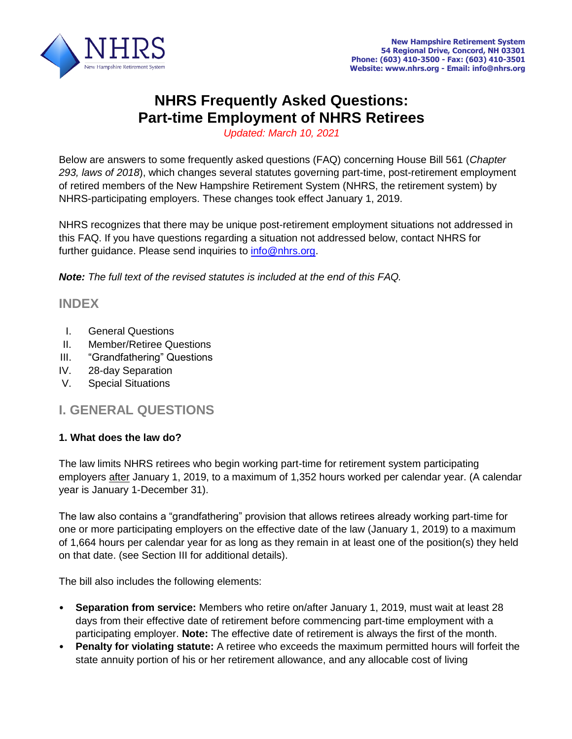New Hampshire Retirement System
54 Regional Drive, Concord, NH 03301
Phone: (603) 410-3500 - Fax: (603) 410-3501
Website: www.nhrs.org - Email: info@nhrs.org

# NHRS Frequently Asked Questions: Part-time Employment of NHRS Retirees

*Updated: March 10, 2021*

Below are answers to some frequently asked questions (FAQ) concerning House Bill 561 (*Chapter 293, laws of 2018*), which changes several statutes governing part-time, post-retirement employment of retired members of the New Hampshire Retirement System (NHRS, the retirement system) by NHRS-participating employers. These changes took effect January 1, 2019.

NHRS recognizes that there may be unique post-retirement employment situations not addressed in this FAQ. If you have questions regarding a situation not addressed below, contact NHRS for further guidance. Please send inquiries to info@nhrs.org.

***Note:*** *The full text of the revised statutes is included at the end of this FAQ.*

## INDEX

I. General Questions
II. Member/Retiree Questions
III. "Grandfathering" Questions
IV. 28-day Separation
V. Special Situations

## I. GENERAL QUESTIONS

### 1. What does the law do?

The law limits NHRS retirees who begin working part-time for retirement system participating employers after January 1, 2019, to a maximum of 1,352 hours worked per calendar year. (A calendar year is January 1-December 31).

The law also contains a "grandfathering" provision that allows retirees already working part-time for one or more participating employers on the effective date of the law (January 1, 2019) to a maximum of 1,664 hours per calendar year for as long as they remain in at least one of the position(s) they held on that date. (see Section III for additional details).

The bill also includes the following elements:

- **Separation from service:** Members who retire on/after January 1, 2019, must wait at least 28 days from their effective date of retirement before commencing part-time employment with a participating employer. **Note:** The effective date of retirement is always the first of the month.
- **Penalty for violating statute:** A retiree who exceeds the maximum permitted hours will forfeit the state annuity portion of his or her retirement allowance, and any allocable cost of living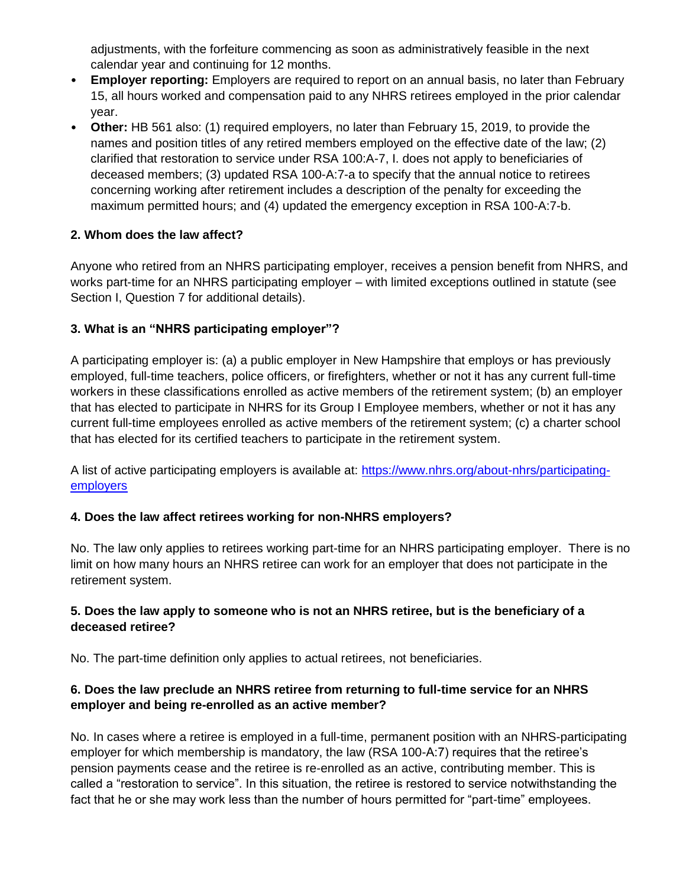adjustments, with the forfeiture commencing as soon as administratively feasible in the next calendar year and continuing for 12 months.

- **Employer reporting:** Employers are required to report on an annual basis, no later than February 15, all hours worked and compensation paid to any NHRS retirees employed in the prior calendar year.
- **Other:** HB 561 also: (1) required employers, no later than February 15, 2019, to provide the names and position titles of any retired members employed on the effective date of the law; (2) clarified that restoration to service under RSA 100:A-7, I. does not apply to beneficiaries of deceased members; (3) updated RSA 100-A:7-a to specify that the annual notice to retirees concerning working after retirement includes a description of the penalty for exceeding the maximum permitted hours; and (4) updated the emergency exception in RSA 100-A:7-b.

### 2. Whom does the law affect?

Anyone who retired from an NHRS participating employer, receives a pension benefit from NHRS, and works part-time for an NHRS participating employer – with limited exceptions outlined in statute (see Section I, Question 7 for additional details).

### 3. What is an "NHRS participating employer"?

A participating employer is: (a) a public employer in New Hampshire that employs or has previously employed, full-time teachers, police officers, or firefighters, whether or not it has any current full-time workers in these classifications enrolled as active members of the retirement system; (b) an employer that has elected to participate in NHRS for its Group I Employee members, whether or not it has any current full-time employees enrolled as active members of the retirement system; (c) a charter school that has elected for its certified teachers to participate in the retirement system.

A list of active participating employers is available at: [https://www.nhrs.org/about-nhrs/participating-employers](https://www.nhrs.org/about-nhrs/participating-employers)

### 4. Does the law affect retirees working for non-NHRS employers?

No. The law only applies to retirees working part-time for an NHRS participating employer. There is no limit on how many hours an NHRS retiree can work for an employer that does not participate in the retirement system.

### 5. Does the law apply to someone who is not an NHRS retiree, but is the beneficiary of a deceased retiree?

No. The part-time definition only applies to actual retirees, not beneficiaries.

### 6. Does the law preclude an NHRS retiree from returning to full-time service for an NHRS employer and being re-enrolled as an active member?

No. In cases where a retiree is employed in a full-time, permanent position with an NHRS-participating employer for which membership is mandatory, the law (RSA 100-A:7) requires that the retiree's pension payments cease and the retiree is re-enrolled as an active, contributing member. This is called a "restoration to service". In this situation, the retiree is restored to service notwithstanding the fact that he or she may work less than the number of hours permitted for "part-time" employees.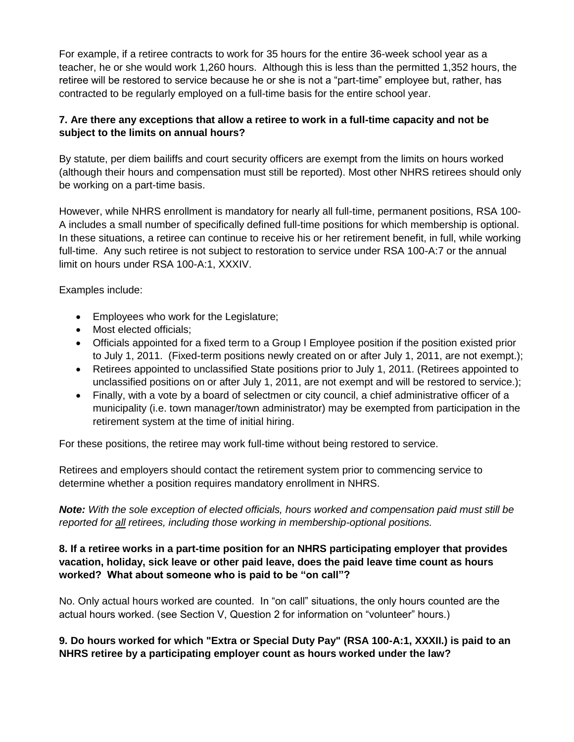For example, if a retiree contracts to work for 35 hours for the entire 36-week school year as a teacher, he or she would work 1,260 hours. Although this is less than the permitted 1,352 hours, the retiree will be restored to service because he or she is not a "part-time" employee but, rather, has contracted to be regularly employed on a full-time basis for the entire school year.

**7. Are there any exceptions that allow a retiree to work in a full-time capacity and not be subject to the limits on annual hours?**

By statute, per diem bailiffs and court security officers are exempt from the limits on hours worked (although their hours and compensation must still be reported). Most other NHRS retirees should only be working on a part-time basis.

However, while NHRS enrollment is mandatory for nearly all full-time, permanent positions, RSA 100-A includes a small number of specifically defined full-time positions for which membership is optional. In these situations, a retiree can continue to receive his or her retirement benefit, in full, while working full-time. Any such retiree is not subject to restoration to service under RSA 100-A:7 or the annual limit on hours under RSA 100-A:1, XXXIV.

Examples include:

- Employees who work for the Legislature;
- Most elected officials;
- Officials appointed for a fixed term to a Group I Employee position if the position existed prior to July 1, 2011. (Fixed-term positions newly created on or after July 1, 2011, are not exempt.);
- Retirees appointed to unclassified State positions prior to July 1, 2011. (Retirees appointed to unclassified positions on or after July 1, 2011, are not exempt and will be restored to service.);
- Finally, with a vote by a board of selectmen or city council, a chief administrative officer of a municipality (i.e. town manager/town administrator) may be exempted from participation in the retirement system at the time of initial hiring.

For these positions, the retiree may work full-time without being restored to service.

Retirees and employers should contact the retirement system prior to commencing service to determine whether a position requires mandatory enrollment in NHRS.

***Note:*** *With the sole exception of elected officials, hours worked and compensation paid must still be reported for <u>all</u> retirees, including those working in membership-optional positions.*

**8. If a retiree works in a part-time position for an NHRS participating employer that provides vacation, holiday, sick leave or other paid leave, does the paid leave time count as hours worked? What about someone who is paid to be "on call"?**

No. Only actual hours worked are counted. In "on call" situations, the only hours counted are the actual hours worked. (see Section V, Question 2 for information on "volunteer" hours.)

**9. Do hours worked for which "Extra or Special Duty Pay" (RSA 100-A:1, XXXII.) is paid to an NHRS retiree by a participating employer count as hours worked under the law?**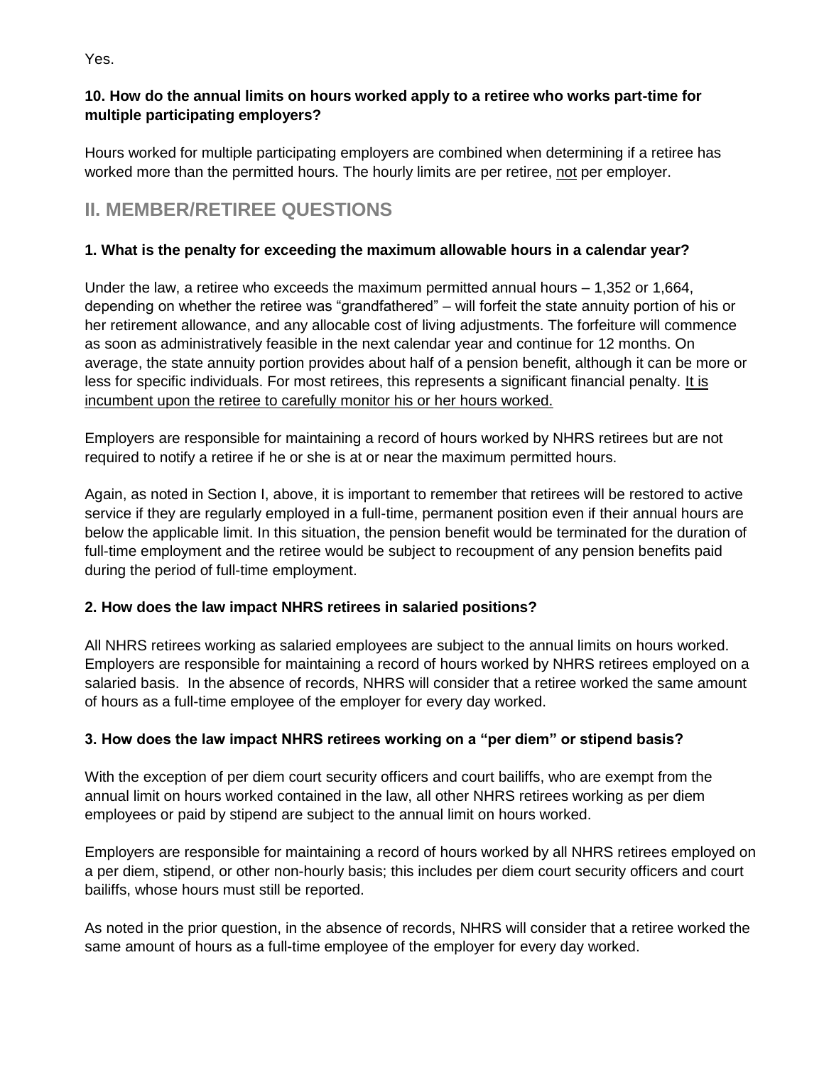Yes.

**10. How do the annual limits on hours worked apply to a retiree who works part-time for multiple participating employers?**

Hours worked for multiple participating employers are combined when determining if a retiree has worked more than the permitted hours. The hourly limits are per retiree, <u>not</u> per employer.

## II. MEMBER/RETIREE QUESTIONS

**1. What is the penalty for exceeding the maximum allowable hours in a calendar year?**

Under the law, a retiree who exceeds the maximum permitted annual hours – 1,352 or 1,664, depending on whether the retiree was "grandfathered" – will forfeit the state annuity portion of his or her retirement allowance, and any allocable cost of living adjustments. The forfeiture will commence as soon as administratively feasible in the next calendar year and continue for 12 months. On average, the state annuity portion provides about half of a pension benefit, although it can be more or less for specific individuals. For most retirees, this represents a significant financial penalty. <u>It is incumbent upon the retiree to carefully monitor his or her hours worked.</u>

Employers are responsible for maintaining a record of hours worked by NHRS retirees but are not required to notify a retiree if he or she is at or near the maximum permitted hours.

Again, as noted in Section I, above, it is important to remember that retirees will be restored to active service if they are regularly employed in a full-time, permanent position even if their annual hours are below the applicable limit. In this situation, the pension benefit would be terminated for the duration of full-time employment and the retiree would be subject to recoupment of any pension benefits paid during the period of full-time employment.

**2. How does the law impact NHRS retirees in salaried positions?**

All NHRS retirees working as salaried employees are subject to the annual limits on hours worked. Employers are responsible for maintaining a record of hours worked by NHRS retirees employed on a salaried basis. In the absence of records, NHRS will consider that a retiree worked the same amount of hours as a full-time employee of the employer for every day worked.

**3. How does the law impact NHRS retirees working on a "per diem" or stipend basis?**

With the exception of per diem court security officers and court bailiffs, who are exempt from the annual limit on hours worked contained in the law, all other NHRS retirees working as per diem employees or paid by stipend are subject to the annual limit on hours worked.

Employers are responsible for maintaining a record of hours worked by all NHRS retirees employed on a per diem, stipend, or other non-hourly basis; this includes per diem court security officers and court bailiffs, whose hours must still be reported.

As noted in the prior question, in the absence of records, NHRS will consider that a retiree worked the same amount of hours as a full-time employee of the employer for every day worked.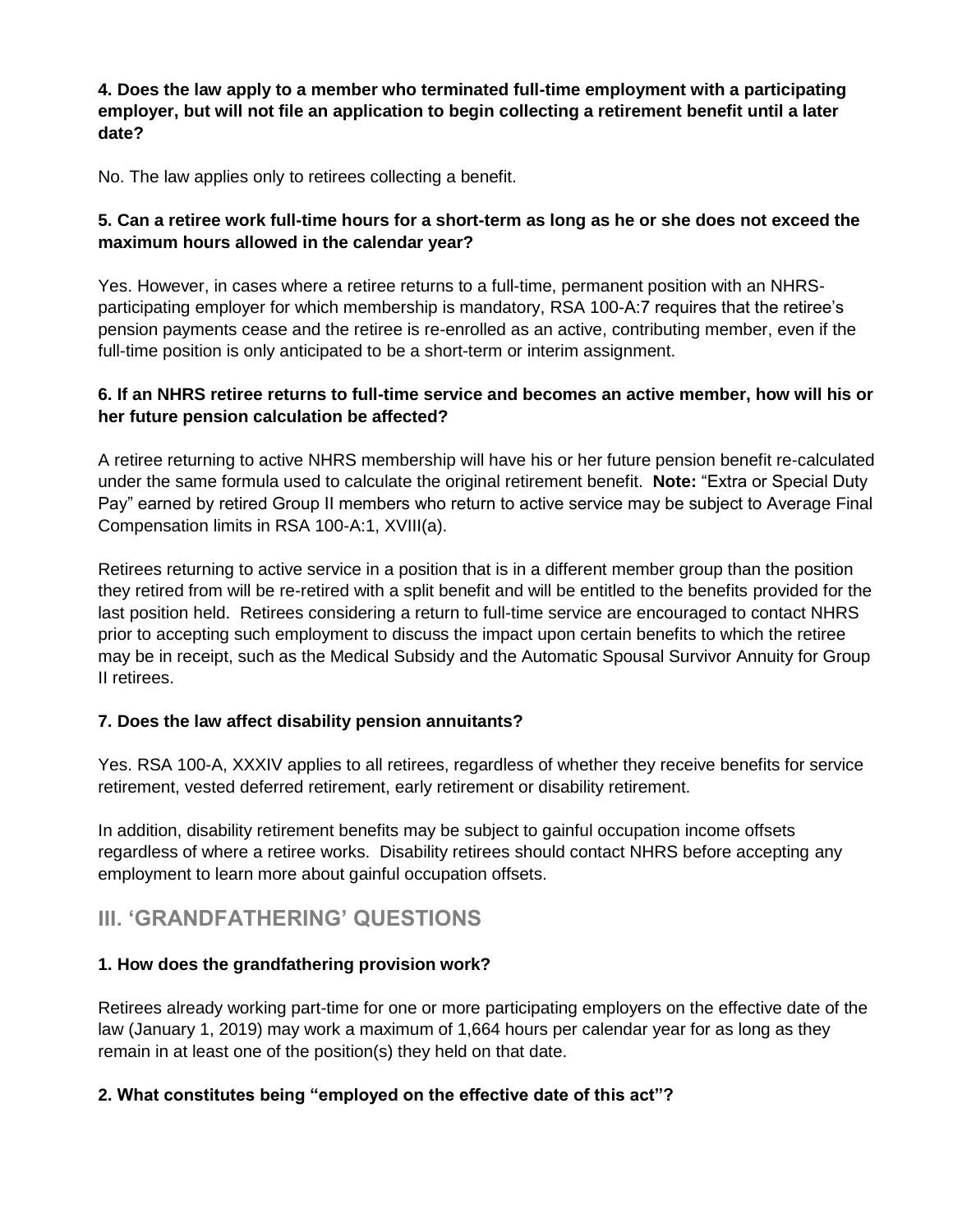**4. Does the law apply to a member who terminated full-time employment with a participating employer, but will not file an application to begin collecting a retirement benefit until a later date?**

No. The law applies only to retirees collecting a benefit.

**5. Can a retiree work full-time hours for a short-term as long as he or she does not exceed the maximum hours allowed in the calendar year?**

Yes. However, in cases where a retiree returns to a full-time, permanent position with an NHRS-participating employer for which membership is mandatory, RSA 100-A:7 requires that the retiree's pension payments cease and the retiree is re-enrolled as an active, contributing member, even if the full-time position is only anticipated to be a short-term or interim assignment.

**6. If an NHRS retiree returns to full-time service and becomes an active member, how will his or her future pension calculation be affected?**

A retiree returning to active NHRS membership will have his or her future pension benefit re-calculated under the same formula used to calculate the original retirement benefit. **Note:** "Extra or Special Duty Pay" earned by retired Group II members who return to active service may be subject to Average Final Compensation limits in RSA 100-A:1, XVIII(a).

Retirees returning to active service in a position that is in a different member group than the position they retired from will be re-retired with a split benefit and will be entitled to the benefits provided for the last position held. Retirees considering a return to full-time service are encouraged to contact NHRS prior to accepting such employment to discuss the impact upon certain benefits to which the retiree may be in receipt, such as the Medical Subsidy and the Automatic Spousal Survivor Annuity for Group II retirees.

**7. Does the law affect disability pension annuitants?**

Yes. RSA 100-A, XXXIV applies to all retirees, regardless of whether they receive benefits for service retirement, vested deferred retirement, early retirement or disability retirement.

In addition, disability retirement benefits may be subject to gainful occupation income offsets regardless of where a retiree works. Disability retirees should contact NHRS before accepting any employment to learn more about gainful occupation offsets.

## III. 'GRANDFATHERING' QUESTIONS

**1. How does the grandfathering provision work?**

Retirees already working part-time for one or more participating employers on the effective date of the law (January 1, 2019) may work a maximum of 1,664 hours per calendar year for as long as they remain in at least one of the position(s) they held on that date.

**2. What constitutes being "employed on the effective date of this act"?**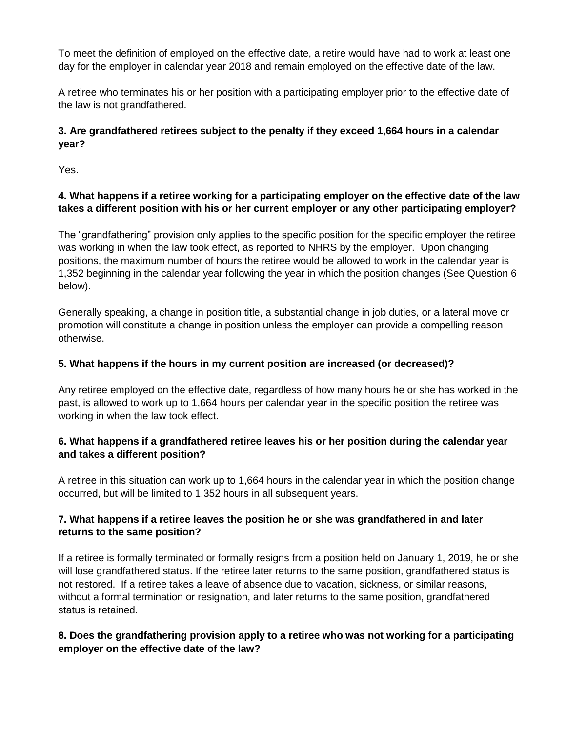To meet the definition of employed on the effective date, a retire would have had to work at least one day for the employer in calendar year 2018 and remain employed on the effective date of the law.

A retiree who terminates his or her position with a participating employer prior to the effective date of the law is not grandfathered.

**3. Are grandfathered retirees subject to the penalty if they exceed 1,664 hours in a calendar year?**

Yes.

**4. What happens if a retiree working for a participating employer on the effective date of the law takes a different position with his or her current employer or any other participating employer?**

The "grandfathering" provision only applies to the specific position for the specific employer the retiree was working in when the law took effect, as reported to NHRS by the employer. Upon changing positions, the maximum number of hours the retiree would be allowed to work in the calendar year is 1,352 beginning in the calendar year following the year in which the position changes (See Question 6 below).

Generally speaking, a change in position title, a substantial change in job duties, or a lateral move or promotion will constitute a change in position unless the employer can provide a compelling reason otherwise.

**5. What happens if the hours in my current position are increased (or decreased)?**

Any retiree employed on the effective date, regardless of how many hours he or she has worked in the past, is allowed to work up to 1,664 hours per calendar year in the specific position the retiree was working in when the law took effect.

**6. What happens if a grandfathered retiree leaves his or her position during the calendar year and takes a different position?**

A retiree in this situation can work up to 1,664 hours in the calendar year in which the position change occurred, but will be limited to 1,352 hours in all subsequent years.

**7. What happens if a retiree leaves the position he or she was grandfathered in and later returns to the same position?**

If a retiree is formally terminated or formally resigns from a position held on January 1, 2019, he or she will lose grandfathered status. If the retiree later returns to the same position, grandfathered status is not restored. If a retiree takes a leave of absence due to vacation, sickness, or similar reasons, without a formal termination or resignation, and later returns to the same position, grandfathered status is retained.

**8. Does the grandfathering provision apply to a retiree who was not working for a participating employer on the effective date of the law?**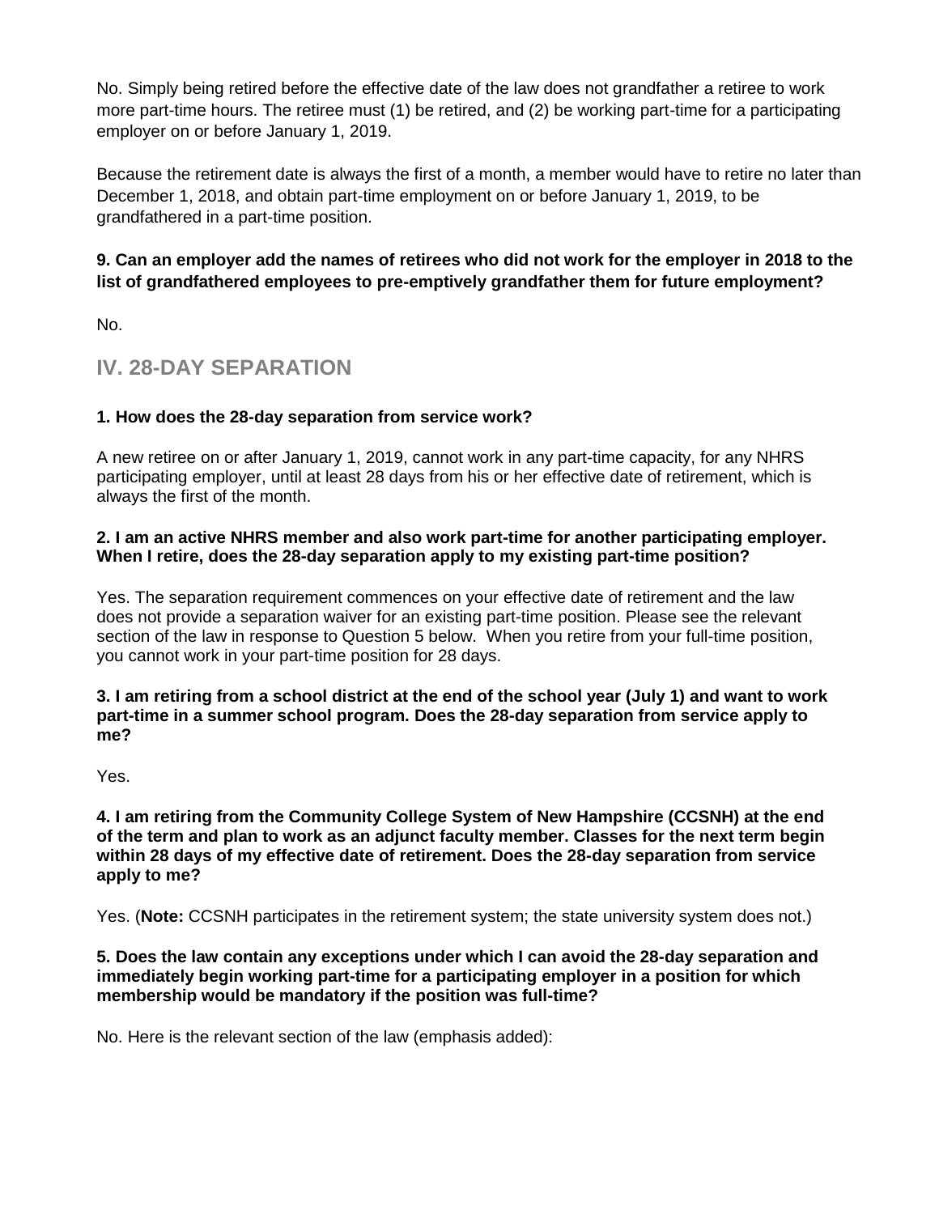No. Simply being retired before the effective date of the law does not grandfather a retiree to work more part-time hours. The retiree must (1) be retired, and (2) be working part-time for a participating employer on or before January 1, 2019.

Because the retirement date is always the first of a month, a member would have to retire no later than December 1, 2018, and obtain part-time employment on or before January 1, 2019, to be grandfathered in a part-time position.

**9. Can an employer add the names of retirees who did not work for the employer in 2018 to the list of grandfathered employees to pre-emptively grandfather them for future employment?**

No.

## IV. 28-DAY SEPARATION

**1. How does the 28-day separation from service work?**

A new retiree on or after January 1, 2019, cannot work in any part-time capacity, for any NHRS participating employer, until at least 28 days from his or her effective date of retirement, which is always the first of the month.

**2. I am an active NHRS member and also work part-time for another participating employer. When I retire, does the 28-day separation apply to my existing part-time position?**

Yes. The separation requirement commences on your effective date of retirement and the law does not provide a separation waiver for an existing part-time position. Please see the relevant section of the law in response to Question 5 below. When you retire from your full-time position, you cannot work in your part-time position for 28 days.

**3. I am retiring from a school district at the end of the school year (July 1) and want to work part-time in a summer school program. Does the 28-day separation from service apply to me?**

Yes.

**4. I am retiring from the Community College System of New Hampshire (CCSNH) at the end of the term and plan to work as an adjunct faculty member. Classes for the next term begin within 28 days of my effective date of retirement. Does the 28-day separation from service apply to me?**

Yes. (**Note:** CCSNH participates in the retirement system; the state university system does not.)

**5. Does the law contain any exceptions under which I can avoid the 28-day separation and immediately begin working part-time for a participating employer in a position for which membership would be mandatory if the position was full-time?**

No. Here is the relevant section of the law (emphasis added):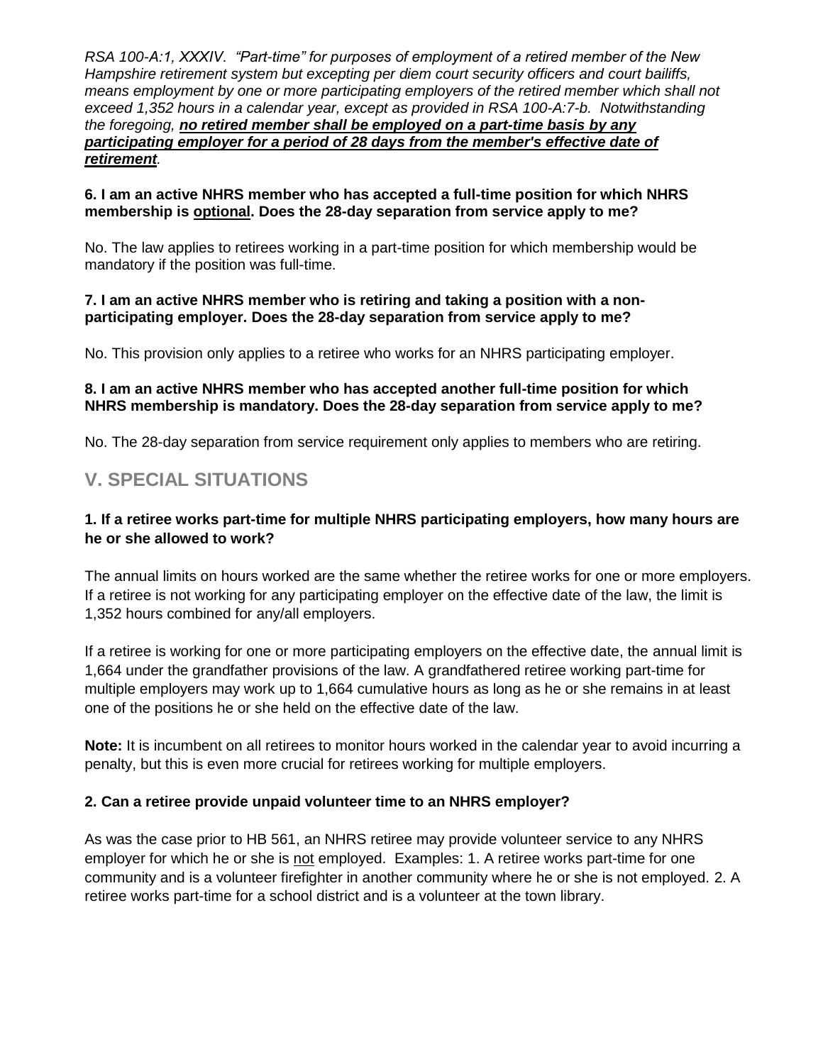*RSA 100-A:1, XXXIV. "Part-time" for purposes of employment of a retired member of the New Hampshire retirement system but excepting per diem court security officers and court bailiffs, means employment by one or more participating employers of the retired member which shall not exceed 1,352 hours in a calendar year, except as provided in RSA 100-A:7-b. Notwithstanding the foregoing, **<u>no retired member shall be employed on a part-time basis by any participating employer for a period of 28 days from the member's effective date of retirement</u>**.*

**6. I am an active NHRS member who has accepted a full-time position for which NHRS membership is <u>optional</u>. Does the 28-day separation from service apply to me?**

No. The law applies to retirees working in a part-time position for which membership would be mandatory if the position was full-time.

**7. I am an active NHRS member who is retiring and taking a position with a non-participating employer. Does the 28-day separation from service apply to me?**

No. This provision only applies to a retiree who works for an NHRS participating employer.

**8. I am an active NHRS member who has accepted another full-time position for which NHRS membership is mandatory. Does the 28-day separation from service apply to me?**

No. The 28-day separation from service requirement only applies to members who are retiring.

## V. SPECIAL SITUATIONS

**1. If a retiree works part-time for multiple NHRS participating employers, how many hours are he or she allowed to work?**

The annual limits on hours worked are the same whether the retiree works for one or more employers. If a retiree is not working for any participating employer on the effective date of the law, the limit is 1,352 hours combined for any/all employers.

If a retiree is working for one or more participating employers on the effective date, the annual limit is 1,664 under the grandfather provisions of the law. A grandfathered retiree working part-time for multiple employers may work up to 1,664 cumulative hours as long as he or she remains in at least one of the positions he or she held on the effective date of the law.

**Note:** It is incumbent on all retirees to monitor hours worked in the calendar year to avoid incurring a penalty, but this is even more crucial for retirees working for multiple employers.

**2. Can a retiree provide unpaid volunteer time to an NHRS employer?**

As was the case prior to HB 561, an NHRS retiree may provide volunteer service to any NHRS employer for which he or she is <u>not</u> employed. Examples: 1. A retiree works part-time for one community and is a volunteer firefighter in another community where he or she is not employed. 2. A retiree works part-time for a school district and is a volunteer at the town library.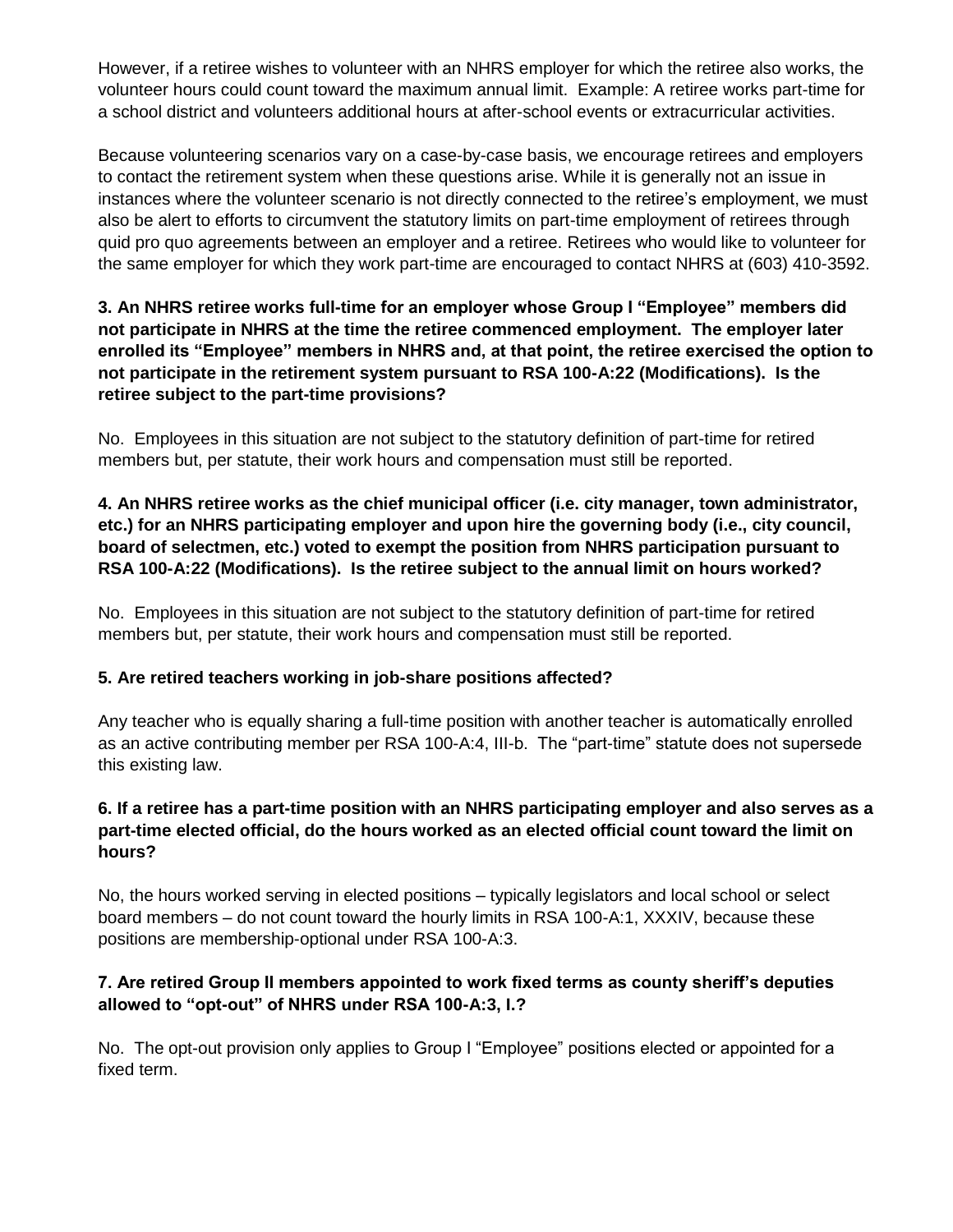However, if a retiree wishes to volunteer with an NHRS employer for which the retiree also works, the volunteer hours could count toward the maximum annual limit. Example: A retiree works part-time for a school district and volunteers additional hours at after-school events or extracurricular activities.

Because volunteering scenarios vary on a case-by-case basis, we encourage retirees and employers to contact the retirement system when these questions arise. While it is generally not an issue in instances where the volunteer scenario is not directly connected to the retiree's employment, we must also be alert to efforts to circumvent the statutory limits on part-time employment of retirees through quid pro quo agreements between an employer and a retiree. Retirees who would like to volunteer for the same employer for which they work part-time are encouraged to contact NHRS at (603) 410-3592.

**3. An NHRS retiree works full-time for an employer whose Group I "Employee" members did not participate in NHRS at the time the retiree commenced employment. The employer later enrolled its "Employee" members in NHRS and, at that point, the retiree exercised the option to not participate in the retirement system pursuant to RSA 100-A:22 (Modifications). Is the retiree subject to the part-time provisions?**

No. Employees in this situation are not subject to the statutory definition of part-time for retired members but, per statute, their work hours and compensation must still be reported.

**4. An NHRS retiree works as the chief municipal officer (i.e. city manager, town administrator, etc.) for an NHRS participating employer and upon hire the governing body (i.e., city council, board of selectmen, etc.) voted to exempt the position from NHRS participation pursuant to RSA 100-A:22 (Modifications). Is the retiree subject to the annual limit on hours worked?**

No. Employees in this situation are not subject to the statutory definition of part-time for retired members but, per statute, their work hours and compensation must still be reported.

**5. Are retired teachers working in job-share positions affected?**

Any teacher who is equally sharing a full-time position with another teacher is automatically enrolled as an active contributing member per RSA 100-A:4, III-b. The "part-time" statute does not supersede this existing law.

**6. If a retiree has a part-time position with an NHRS participating employer and also serves as a part-time elected official, do the hours worked as an elected official count toward the limit on hours?**

No, the hours worked serving in elected positions – typically legislators and local school or select board members – do not count toward the hourly limits in RSA 100-A:1, XXXIV, because these positions are membership-optional under RSA 100-A:3.

**7. Are retired Group II members appointed to work fixed terms as county sheriff's deputies allowed to "opt-out" of NHRS under RSA 100-A:3, I.?**

No. The opt-out provision only applies to Group I "Employee" positions elected or appointed for a fixed term.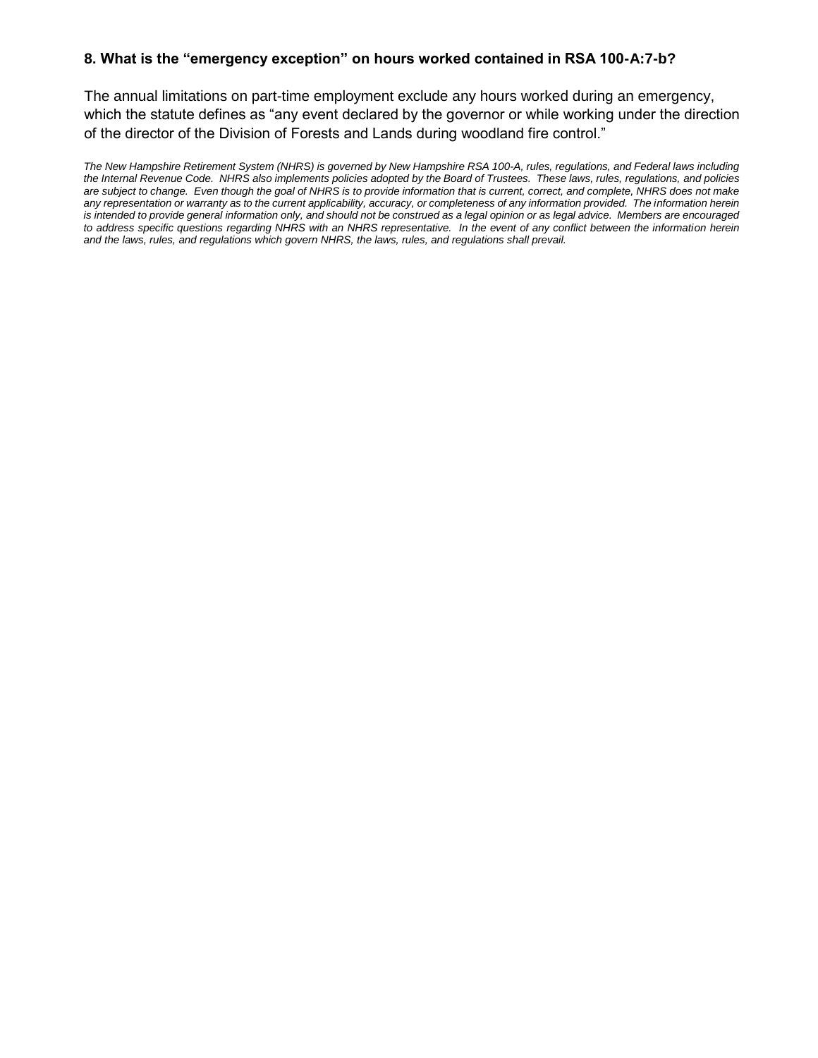**8. What is the “emergency exception” on hours worked contained in RSA 100-A:7-b?**

The annual limitations on part-time employment exclude any hours worked during an emergency, which the statute defines as “any event declared by the governor or while working under the direction of the director of the Division of Forests and Lands during woodland fire control.”

*The New Hampshire Retirement System (NHRS) is governed by New Hampshire RSA 100-A, rules, regulations, and Federal laws including the Internal Revenue Code. NHRS also implements policies adopted by the Board of Trustees. These laws, rules, regulations, and policies are subject to change. Even though the goal of NHRS is to provide information that is current, correct, and complete, NHRS does not make any representation or warranty as to the current applicability, accuracy, or completeness of any information provided. The information herein is intended to provide general information only, and should not be construed as a legal opinion or as legal advice. Members are encouraged to address specific questions regarding NHRS with an NHRS representative. In the event of any conflict between the information herein and the laws, rules, and regulations which govern NHRS, the laws, rules, and regulations shall prevail.*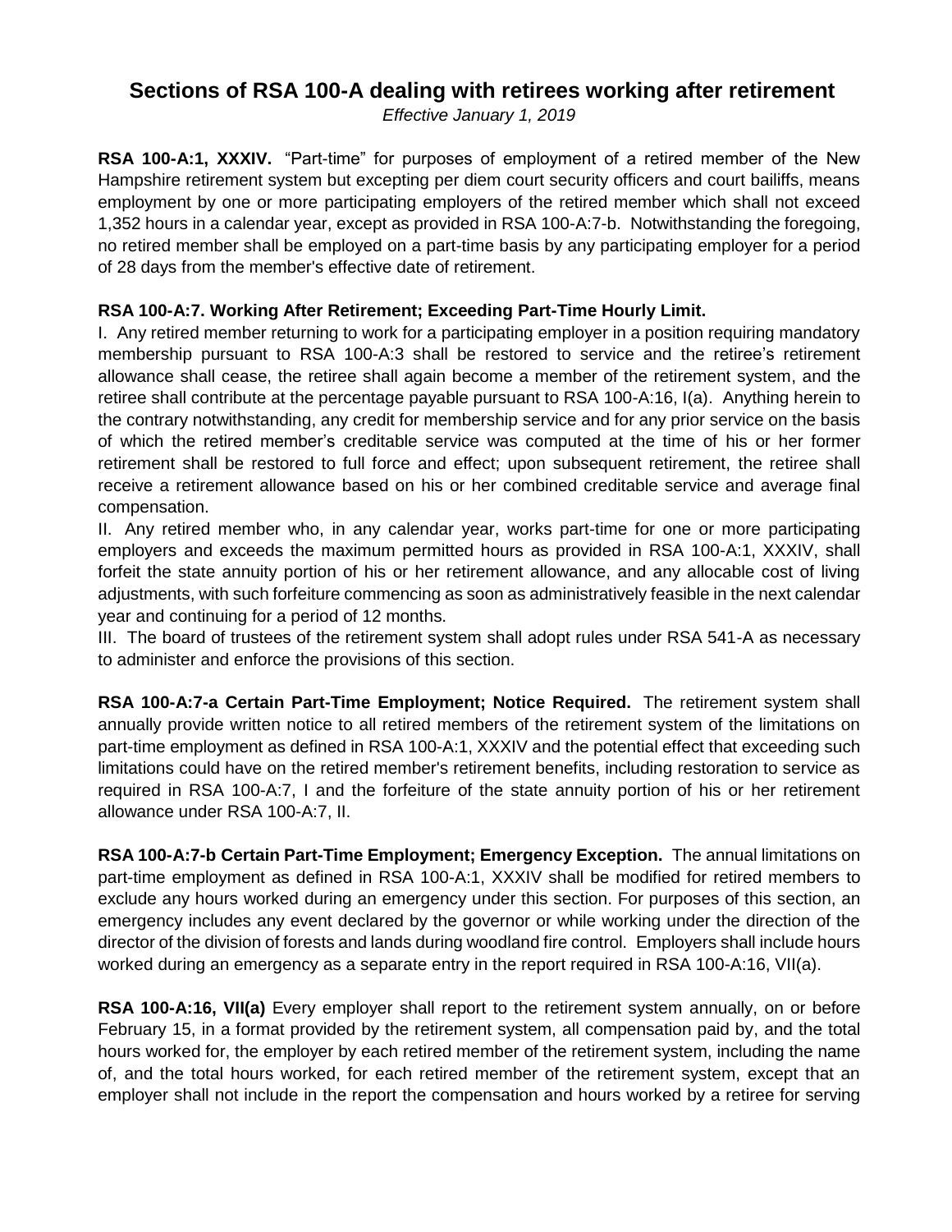# Sections of RSA 100-A dealing with retirees working after retirement

*Effective January 1, 2019*

**RSA 100-A:1, XXXIV.** "Part-time" for purposes of employment of a retired member of the New Hampshire retirement system but excepting per diem court security officers and court bailiffs, means employment by one or more participating employers of the retired member which shall not exceed 1,352 hours in a calendar year, except as provided in RSA 100-A:7-b. Notwithstanding the foregoing, no retired member shall be employed on a part-time basis by any participating employer for a period of 28 days from the member's effective date of retirement.

**RSA 100-A:7. Working After Retirement; Exceeding Part-Time Hourly Limit.**

I. Any retired member returning to work for a participating employer in a position requiring mandatory membership pursuant to RSA 100-A:3 shall be restored to service and the retiree's retirement allowance shall cease, the retiree shall again become a member of the retirement system, and the retiree shall contribute at the percentage payable pursuant to RSA 100-A:16, I(a). Anything herein to the contrary notwithstanding, any credit for membership service and for any prior service on the basis of which the retired member's creditable service was computed at the time of his or her former retirement shall be restored to full force and effect; upon subsequent retirement, the retiree shall receive a retirement allowance based on his or her combined creditable service and average final compensation.

II. Any retired member who, in any calendar year, works part-time for one or more participating employers and exceeds the maximum permitted hours as provided in RSA 100-A:1, XXXIV, shall forfeit the state annuity portion of his or her retirement allowance, and any allocable cost of living adjustments, with such forfeiture commencing as soon as administratively feasible in the next calendar year and continuing for a period of 12 months.

III. The board of trustees of the retirement system shall adopt rules under RSA 541-A as necessary to administer and enforce the provisions of this section.

**RSA 100-A:7-a Certain Part-Time Employment; Notice Required.** The retirement system shall annually provide written notice to all retired members of the retirement system of the limitations on part-time employment as defined in RSA 100-A:1, XXXIV and the potential effect that exceeding such limitations could have on the retired member's retirement benefits, including restoration to service as required in RSA 100-A:7, I and the forfeiture of the state annuity portion of his or her retirement allowance under RSA 100-A:7, II.

**RSA 100-A:7-b Certain Part-Time Employment; Emergency Exception.** The annual limitations on part-time employment as defined in RSA 100-A:1, XXXIV shall be modified for retired members to exclude any hours worked during an emergency under this section. For purposes of this section, an emergency includes any event declared by the governor or while working under the direction of the director of the division of forests and lands during woodland fire control. Employers shall include hours worked during an emergency as a separate entry in the report required in RSA 100-A:16, VII(a).

**RSA 100-A:16, VII(a)** Every employer shall report to the retirement system annually, on or before February 15, in a format provided by the retirement system, all compensation paid by, and the total hours worked for, the employer by each retired member of the retirement system, including the name of, and the total hours worked, for each retired member of the retirement system, except that an employer shall not include in the report the compensation and hours worked by a retiree for serving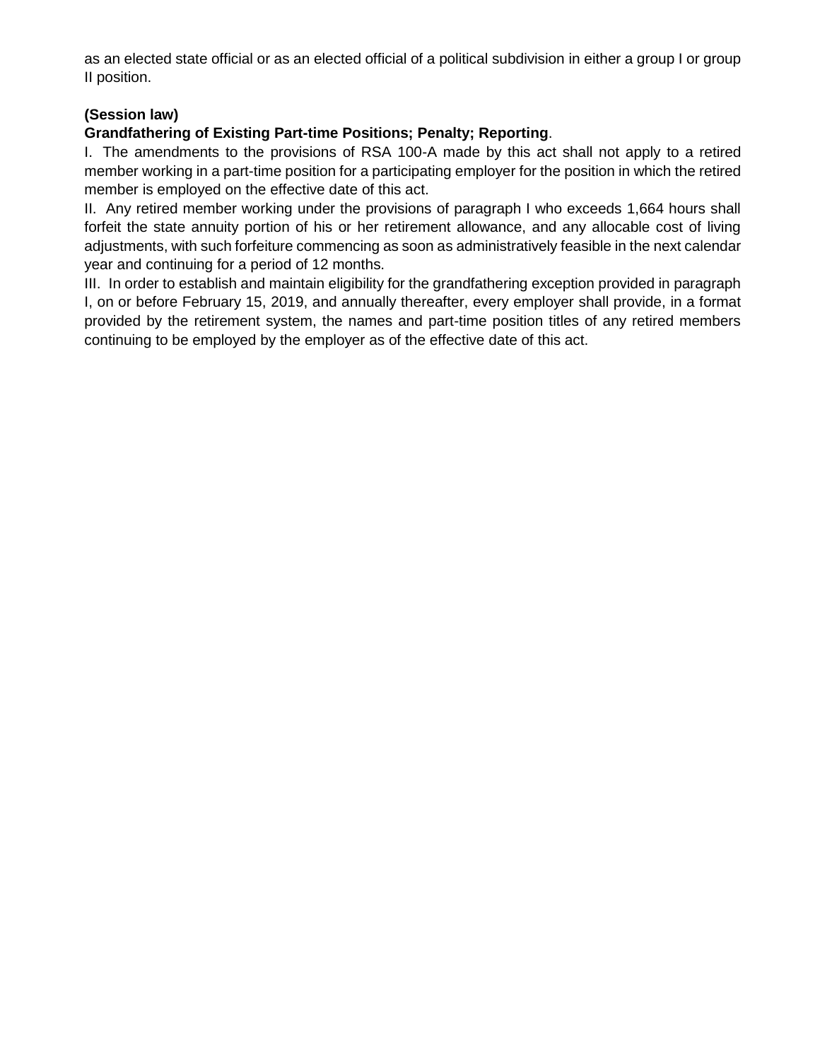as an elected state official or as an elected official of a political subdivision in either a group I or group II position.

**(Session law)**
**Grandfathering of Existing Part-time Positions; Penalty; Reporting**.

I. The amendments to the provisions of RSA 100-A made by this act shall not apply to a retired member working in a part-time position for a participating employer for the position in which the retired member is employed on the effective date of this act.

II. Any retired member working under the provisions of paragraph I who exceeds 1,664 hours shall forfeit the state annuity portion of his or her retirement allowance, and any allocable cost of living adjustments, with such forfeiture commencing as soon as administratively feasible in the next calendar year and continuing for a period of 12 months.

III. In order to establish and maintain eligibility for the grandfathering exception provided in paragraph I, on or before February 15, 2019, and annually thereafter, every employer shall provide, in a format provided by the retirement system, the names and part-time position titles of any retired members continuing to be employed by the employer as of the effective date of this act.